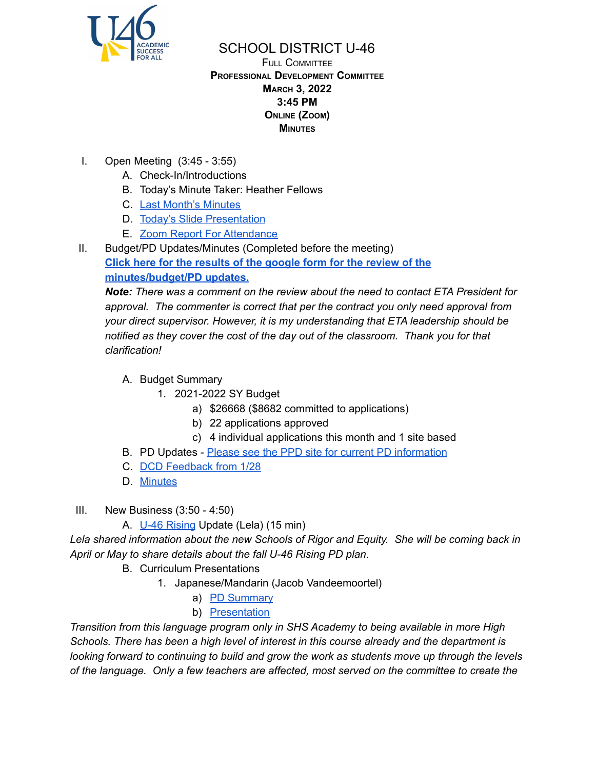# SCHOOL DISTRICT U-46

FULL COMMITTEE

**PROFESSIONAL DEVELOPMENT COMMITTEE**

**MARCH 3, 2022**

**3:45 PM**

**ONLINE (ZOOM)**

**MINUTES**

I. Open Meeting (3:45 - 3:55)
   - A. Check-In/Introductions
   - B. Today's Minute Taker: Heather Fellows
   - C. Last Month's Minutes
   - D. Today's Slide Presentation
   - E. Zoom Report For Attendance

II. Budget/PD Updates/Minutes (Completed before the meeting)

**Click here for the results of the google form for the review of the minutes/budget/PD updates.**

***Note:*** *There was a comment on the review about the need to contact ETA President for approval. The commenter is correct that per the contract you only need approval from your direct supervisor. However, it is my understanding that ETA leadership should be notified as they cover the cost of the day out of the classroom. Thank you for that clarification!*

   - A. Budget Summary
     1. 2021-2022 SY Budget
        - a) $26668 ($8682 committed to applications)
        - b) 22 applications approved
        - c) 4 individual applications this month and 1 site based
   - B. PD Updates - Please see the PPD site for current PD information
   - C. DCD Feedback from 1/28
   - D. Minutes

III. New Business (3:50 - 4:50)
   - A. U-46 Rising Update (Lela) (15 min)

*Lela shared information about the new Schools of Rigor and Equity. She will be coming back in April or May to share details about the fall U-46 Rising PD plan.*

   - B. Curriculum Presentations
     1. Japanese/Mandarin (Jacob Vandeemoortel)
        - a) PD Summary
        - b) Presentation

*Transition from this language program only in SHS Academy to being available in more High Schools. There has been a high level of interest in this course already and the department is looking forward to continuing to build and grow the work as students move up through the levels of the language. Only a few teachers are affected, most served on the committee to create the*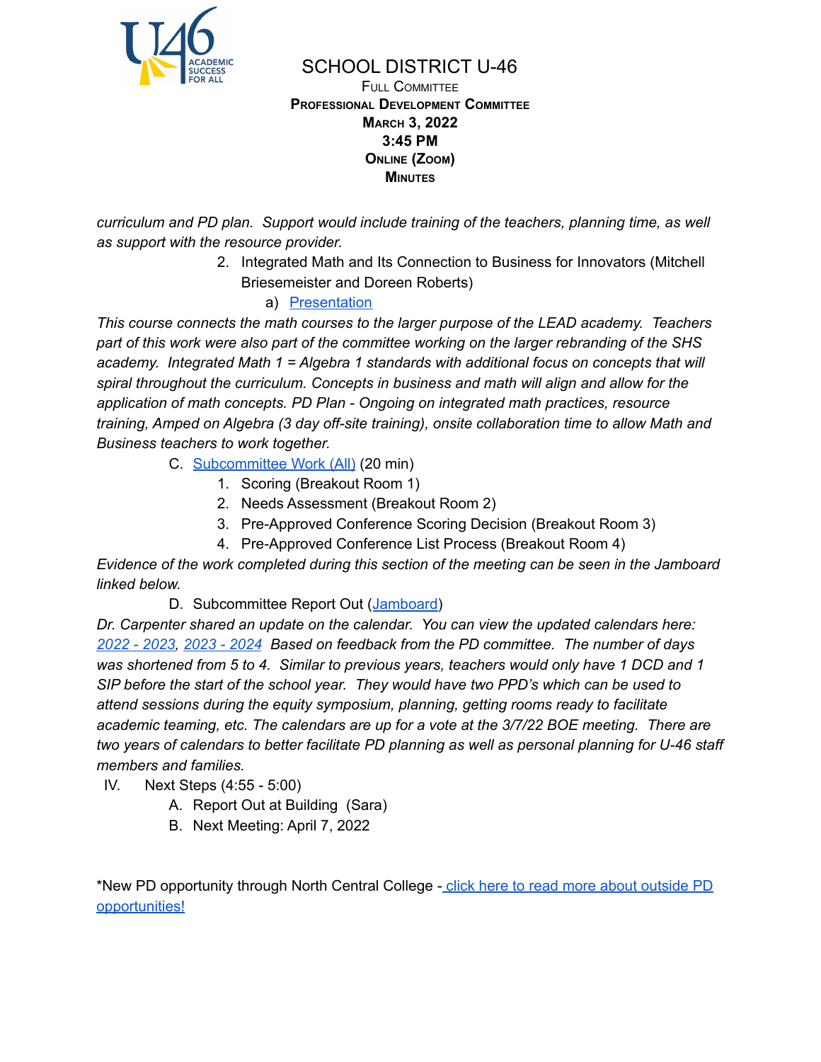# SCHOOL DISTRICT U-46

**FULL COMMITTEE**
**PROFESSIONAL DEVELOPMENT COMMITTEE**
**MARCH 3, 2022**
**3:45 PM**
**ONLINE (ZOOM)**
**MINUTES**

*curriculum and PD plan. Support would include training of the teachers, planning time, as well as support with the resource provider.*

2. Integrated Math and Its Connection to Business for Innovators (Mitchell Briesemeister and Doreen Roberts)
   a) Presentation

*This course connects the math courses to the larger purpose of the LEAD academy. Teachers part of this work were also part of the committee working on the larger rebranding of the SHS academy. Integrated Math 1 = Algebra 1 standards with additional focus on concepts that will spiral throughout the curriculum. Concepts in business and math will align and allow for the application of math concepts. PD Plan - Ongoing on integrated math practices, resource training, Amped on Algebra (3 day off-site training), onsite collaboration time to allow Math and Business teachers to work together.*

C. Subcommittee Work (All) (20 min)
   1. Scoring (Breakout Room 1)
   2. Needs Assessment (Breakout Room 2)
   3. Pre-Approved Conference Scoring Decision (Breakout Room 3)
   4. Pre-Approved Conference List Process (Breakout Room 4)

*Evidence of the work completed during this section of the meeting can be seen in the Jamboard linked below.*

D. Subcommittee Report Out (Jamboard)

*Dr. Carpenter shared an update on the calendar. You can view the updated calendars here: 2022 - 2023, 2023 - 2024 Based on feedback from the PD committee. The number of days was shortened from 5 to 4. Similar to previous years, teachers would only have 1 DCD and 1 SIP before the start of the school year. They would have two PPD's which can be used to attend sessions during the equity symposium, planning, getting rooms ready to facilitate academic teaming, etc. The calendars are up for a vote at the 3/7/22 BOE meeting. There are two years of calendars to better facilitate PD planning as well as personal planning for U-46 staff members and families.*

IV. Next Steps (4:55 - 5:00)
   A. Report Out at Building (Sara)
   B. Next Meeting: April 7, 2022

*New PD opportunity through North Central College - click here to read more about outside PD opportunities!